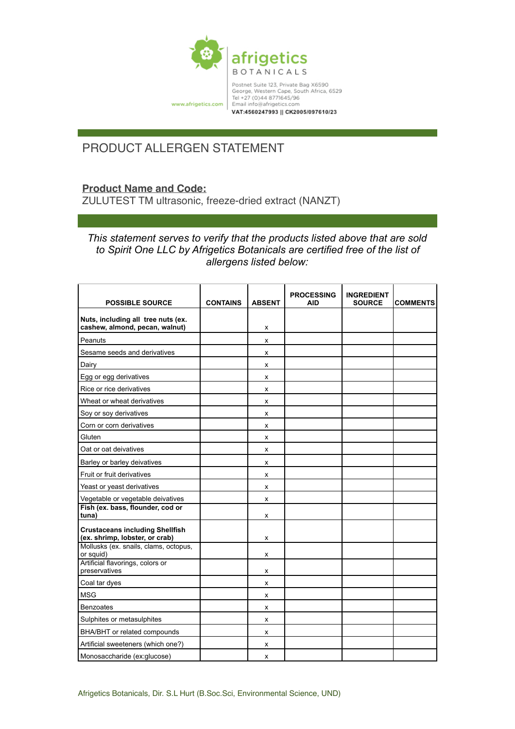afrigetics
BOTANICALS

www.afrigetics.com

Postnet Suite 123, Private Bag X6590
George, Western Cape, South Africa, 6529
Tel +27 (0)44 8771645/96
Email info@afrigetics.com
**VAT:4560247993 || CK2005/097610/23**

# PRODUCT ALLERGEN STATEMENT

**Product Name and Code:**
ZULUTEST TM ultrasonic, freeze-dried extract (NANZT)

*This statement serves to verify that the products listed above that are sold to Spirit One LLC by Afrigetics Botanicals are certified free of the list of allergens listed below:*

| POSSIBLE SOURCE | CONTAINS | ABSENT | PROCESSING AID | INGREDIENT SOURCE | COMMENTS |
|---|---|---|---|---|---|
| **Nuts, including all tree nuts (ex. cashew, almond, pecan, walnut)** | | x | | | |
| Peanuts | | x | | | |
| Sesame seeds and derivatives | | x | | | |
| Dairy | | x | | | |
| Egg or egg derivatives | | x | | | |
| Rice or rice derivatives | | x | | | |
| Wheat or wheat derivatives | | x | | | |
| Soy or soy derivatives | | x | | | |
| Corn or corn derivatives | | x | | | |
| Gluten | | x | | | |
| Oat or oat deivatives | | x | | | |
| Barley or barley deivatives | | x | | | |
| Fruit or fruit derivatives | | x | | | |
| Yeast or yeast derivatives | | x | | | |
| Vegetable or vegetable deivatives | | x | | | |
| **Fish (ex. bass, flounder, cod or tuna)** | | x | | | |
| **Crustaceans including Shellfish (ex. shrimp, lobster, or crab)** | | x | | | |
| Mollusks (ex. snails, clams, octopus, or squid) | | x | | | |
| Artificial flavorings, colors or preservatives | | x | | | |
| Coal tar dyes | | x | | | |
| MSG | | x | | | |
| Benzoates | | x | | | |
| Sulphites or metasulphites | | x | | | |
| BHA/BHT or related compounds | | x | | | |
| Artificial sweeteners (which one?) | | x | | | |
| Monosaccharide (ex:glucose) | | x | | | |

Afrigetics Botanicals, Dir. S.L Hurt (B.Soc.Sci, Environmental Science, UND)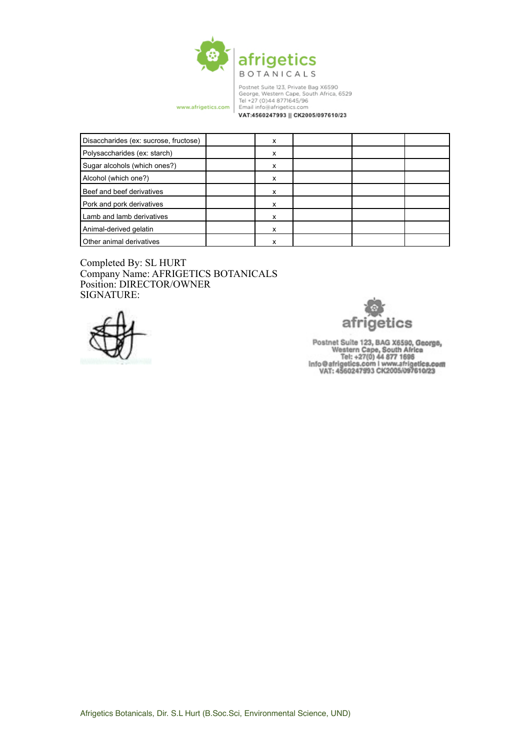**afrigetics**
BOTANICALS

www.afrigetics.com

Postnet Suite 123, Private Bag X6590
George, Western Cape, South Africa, 6529
Tel +27 (0)44 8771645/96
Email info@afrigetics.com
VAT:4560247993 || CK2005/097610/23

| | | | | | |
|---|---|---|---|---|---|
| Disaccharides (ex: sucrose, fructose) | | x | | | |
| Polysaccharides (ex: starch) | | x | | | |
| Sugar alcohols (which ones?) | | x | | | |
| Alcohol (which one?) | | x | | | |
| Beef and beef derivatives | | x | | | |
| Pork and pork derivatives | | x | | | |
| Lamb and lamb derivatives | | x | | | |
| Animal-derived gelatin | | x | | | |
| Other animal derivatives | | x | | | |

Completed By: SL HURT
Company Name: AFRIGETICS BOTANICALS
Position: DIRECTOR/OWNER
SIGNATURE:

afrigetics
Postnet Suite 123, BAG X6590, George, Western Cape, South Africa
Tel: +27(0) 44 877 1696
info@afrigetics.com | www.afrigetics.com
VAT: 4560247993 CK2005/097610/23

Afrigetics Botanicals, Dir. S.L Hurt (B.Soc.Sci, Environmental Science, UND)